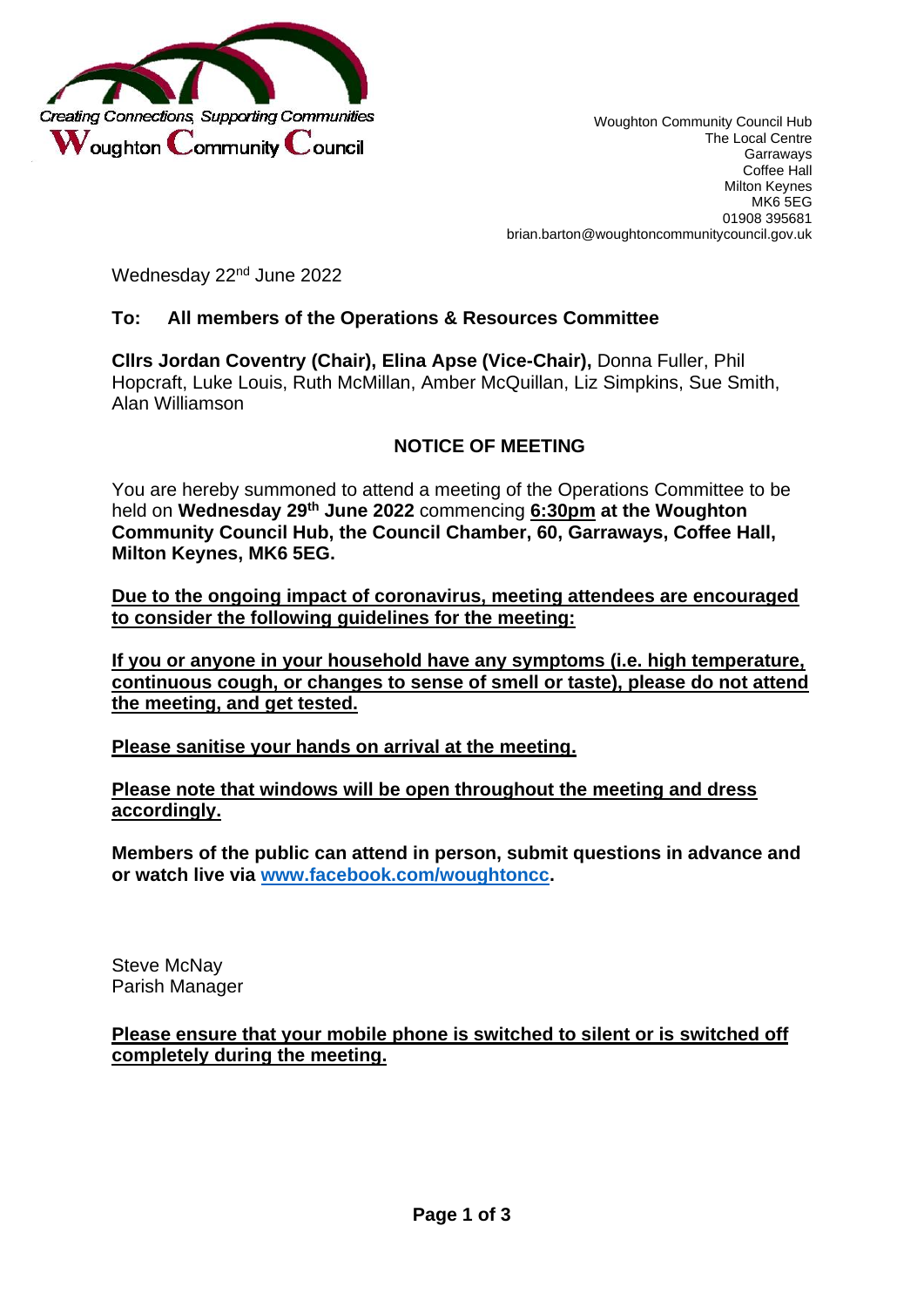Creating Connections, Supporting Communities

**Woughton Community Council**

Woughton Community Council Hub
The Local Centre
Garraways
Coffee Hall
Milton Keynes
MK6 5EG
01908 395681
brian.barton@woughtoncommunitycouncil.gov.uk

Wednesday 22nd June 2022

**To: All members of the Operations & Resources Committee**

**Cllrs Jordan Coventry (Chair), Elina Apse (Vice-Chair),** Donna Fuller, Phil Hopcraft, Luke Louis, Ruth McMillan, Amber McQuillan, Liz Simpkins, Sue Smith, Alan Williamson

## NOTICE OF MEETING

You are hereby summoned to attend a meeting of the Operations Committee to be held on **Wednesday 29th June 2022** commencing **6:30pm at the Woughton Community Council Hub, the Council Chamber, 60, Garraways, Coffee Hall, Milton Keynes, MK6 5EG.**

**Due to the ongoing impact of coronavirus, meeting attendees are encouraged to consider the following guidelines for the meeting:**

**If you or anyone in your household have any symptoms (i.e. high temperature, continuous cough, or changes to sense of smell or taste), please do not attend the meeting, and get tested.**

**Please sanitise your hands on arrival at the meeting.**

**Please note that windows will be open throughout the meeting and dress accordingly.**

**Members of the public can attend in person, submit questions in advance and or watch live via www.facebook.com/woughtoncc.**

Steve McNay
Parish Manager

**Please ensure that your mobile phone is switched to silent or is switched off completely during the meeting.**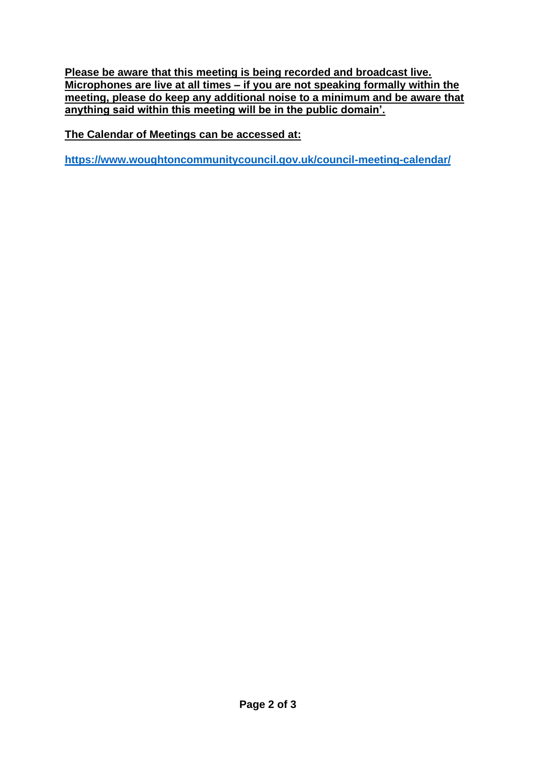**Please be aware that this meeting is being recorded and broadcast live. Microphones are live at all times – if you are not speaking formally within the meeting, please do keep any additional noise to a minimum and be aware that anything said within this meeting will be in the public domain'.**

**The Calendar of Meetings can be accessed at:**

**https://www.woughtoncommunitycouncil.gov.uk/council-meeting-calendar/**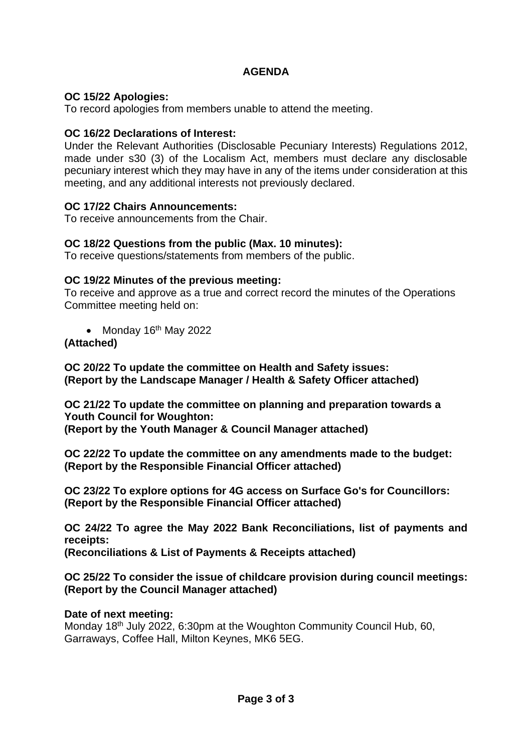# AGENDA

**OC 15/22 Apologies:**
To record apologies from members unable to attend the meeting.

**OC 16/22 Declarations of Interest:**
Under the Relevant Authorities (Disclosable Pecuniary Interests) Regulations 2012, made under s30 (3) of the Localism Act, members must declare any disclosable pecuniary interest which they may have in any of the items under consideration at this meeting, and any additional interests not previously declared.

**OC 17/22 Chairs Announcements:**
To receive announcements from the Chair.

**OC 18/22 Questions from the public (Max. 10 minutes):**
To receive questions/statements from members of the public.

**OC 19/22 Minutes of the previous meeting:**
To receive and approve as a true and correct record the minutes of the Operations Committee meeting held on:

- Monday 16th May 2022

**(Attached)**

**OC 20/22 To update the committee on Health and Safety issues:**
**(Report by the Landscape Manager / Health & Safety Officer attached)**

**OC 21/22 To update the committee on planning and preparation towards a Youth Council for Woughton:**
**(Report by the Youth Manager & Council Manager attached)**

**OC 22/22 To update the committee on any amendments made to the budget:**
**(Report by the Responsible Financial Officer attached)**

**OC 23/22 To explore options for 4G access on Surface Go's for Councillors:**
**(Report by the Responsible Financial Officer attached)**

**OC 24/22 To agree the May 2022 Bank Reconciliations, list of payments and receipts:**
**(Reconciliations & List of Payments & Receipts attached)**

**OC 25/22 To consider the issue of childcare provision during council meetings:**
**(Report by the Council Manager attached)**

**Date of next meeting:**
Monday 18th July 2022, 6:30pm at the Woughton Community Council Hub, 60, Garraways, Coffee Hall, Milton Keynes, MK6 5EG.